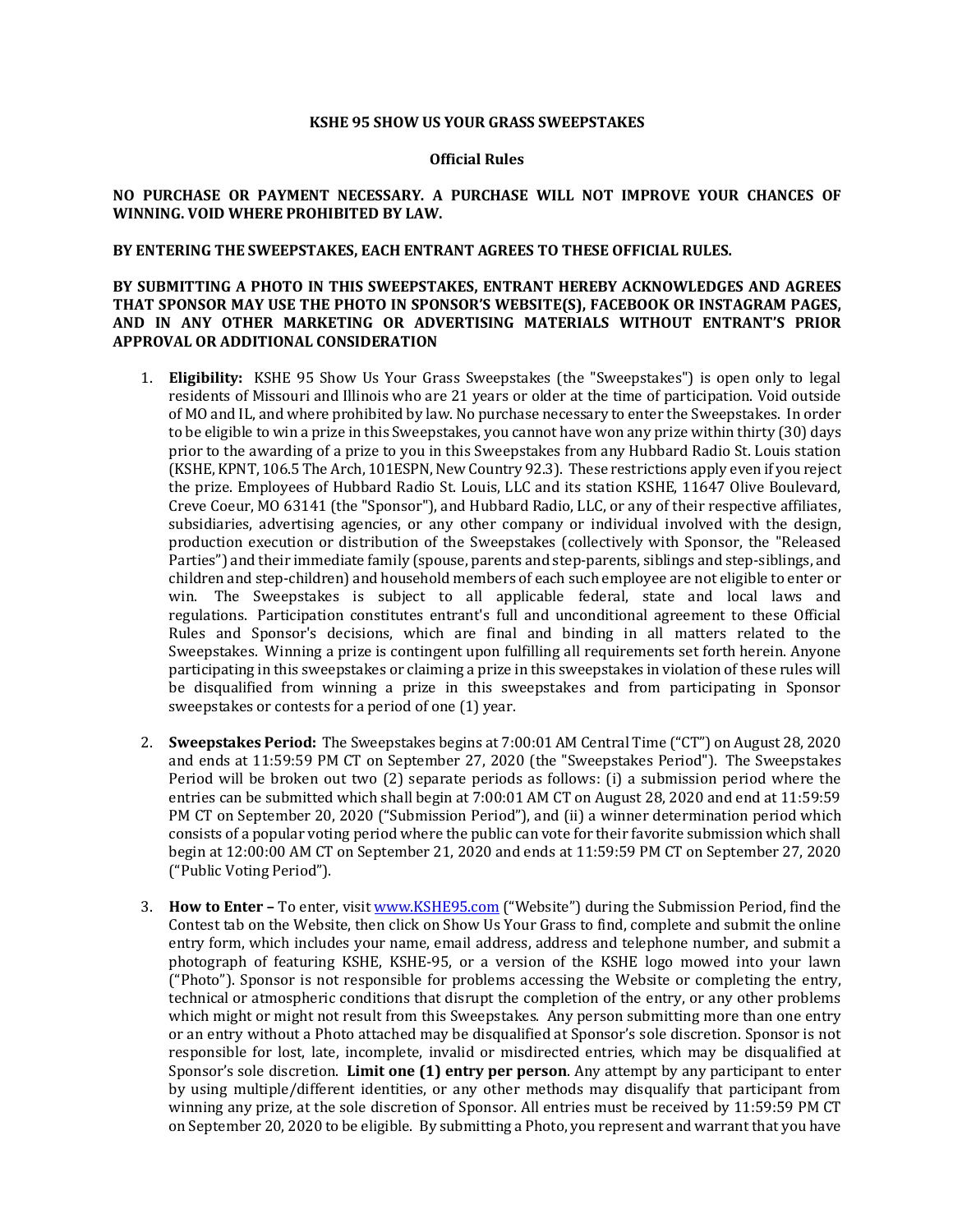**KSHE 95 SHOW US YOUR GRASS SWEEPSTAKES**

**Official Rules**

**NO PURCHASE OR PAYMENT NECESSARY. A PURCHASE WILL NOT IMPROVE YOUR CHANCES OF WINNING. VOID WHERE PROHIBITED BY LAW.**

**BY ENTERING THE SWEEPSTAKES, EACH ENTRANT AGREES TO THESE OFFICIAL RULES.**

**BY SUBMITTING A PHOTO IN THIS SWEEPSTAKES, ENTRANT HEREBY ACKNOWLEDGES AND AGREES THAT SPONSOR MAY USE THE PHOTO IN SPONSOR'S WEBSITE(S), FACEBOOK OR INSTAGRAM PAGES, AND IN ANY OTHER MARKETING OR ADVERTISING MATERIALS WITHOUT ENTRANT'S PRIOR APPROVAL OR ADDITIONAL CONSIDERATION**

1. **Eligibility:** KSHE 95 Show Us Your Grass Sweepstakes (the "Sweepstakes") is open only to legal residents of Missouri and Illinois who are 21 years or older at the time of participation. Void outside of MO and IL, and where prohibited by law. No purchase necessary to enter the Sweepstakes. In order to be eligible to win a prize in this Sweepstakes, you cannot have won any prize within thirty (30) days prior to the awarding of a prize to you in this Sweepstakes from any Hubbard Radio St. Louis station (KSHE, KPNT, 106.5 The Arch, 101ESPN, New Country 92.3). These restrictions apply even if you reject the prize. Employees of Hubbard Radio St. Louis, LLC and its station KSHE, 11647 Olive Boulevard, Creve Coeur, MO 63141 (the "Sponsor"), and Hubbard Radio, LLC, or any of their respective affiliates, subsidiaries, advertising agencies, or any other company or individual involved with the design, production execution or distribution of the Sweepstakes (collectively with Sponsor, the "Released Parties") and their immediate family (spouse, parents and step-parents, siblings and step-siblings, and children and step-children) and household members of each such employee are not eligible to enter or win. The Sweepstakes is subject to all applicable federal, state and local laws and regulations. Participation constitutes entrant's full and unconditional agreement to these Official Rules and Sponsor's decisions, which are final and binding in all matters related to the Sweepstakes. Winning a prize is contingent upon fulfilling all requirements set forth herein. Anyone participating in this sweepstakes or claiming a prize in this sweepstakes in violation of these rules will be disqualified from winning a prize in this sweepstakes and from participating in Sponsor sweepstakes or contests for a period of one (1) year.

2. **Sweepstakes Period:** The Sweepstakes begins at 7:00:01 AM Central Time ("CT") on August 28, 2020 and ends at 11:59:59 PM CT on September 27, 2020 (the "Sweepstakes Period"). The Sweepstakes Period will be broken out two (2) separate periods as follows: (i) a submission period where the entries can be submitted which shall begin at 7:00:01 AM CT on August 28, 2020 and end at 11:59:59 PM CT on September 20, 2020 ("Submission Period"), and (ii) a winner determination period which consists of a popular voting period where the public can vote for their favorite submission which shall begin at 12:00:00 AM CT on September 21, 2020 and ends at 11:59:59 PM CT on September 27, 2020 ("Public Voting Period").

3. **How to Enter –** To enter, visit [www.KSHE95.com](www.KSHE95.com) ("Website") during the Submission Period, find the Contest tab on the Website, then click on Show Us Your Grass to find, complete and submit the online entry form, which includes your name, email address, address and telephone number, and submit a photograph of featuring KSHE, KSHE-95, or a version of the KSHE logo mowed into your lawn ("Photo"). Sponsor is not responsible for problems accessing the Website or completing the entry, technical or atmospheric conditions that disrupt the completion of the entry, or any other problems which might or might not result from this Sweepstakes. Any person submitting more than one entry or an entry without a Photo attached may be disqualified at Sponsor's sole discretion. Sponsor is not responsible for lost, late, incomplete, invalid or misdirected entries, which may be disqualified at Sponsor's sole discretion. **Limit one (1) entry per person**. Any attempt by any participant to enter by using multiple/different identities, or any other methods may disqualify that participant from winning any prize, at the sole discretion of Sponsor. All entries must be received by 11:59:59 PM CT on September 20, 2020 to be eligible. By submitting a Photo, you represent and warrant that you have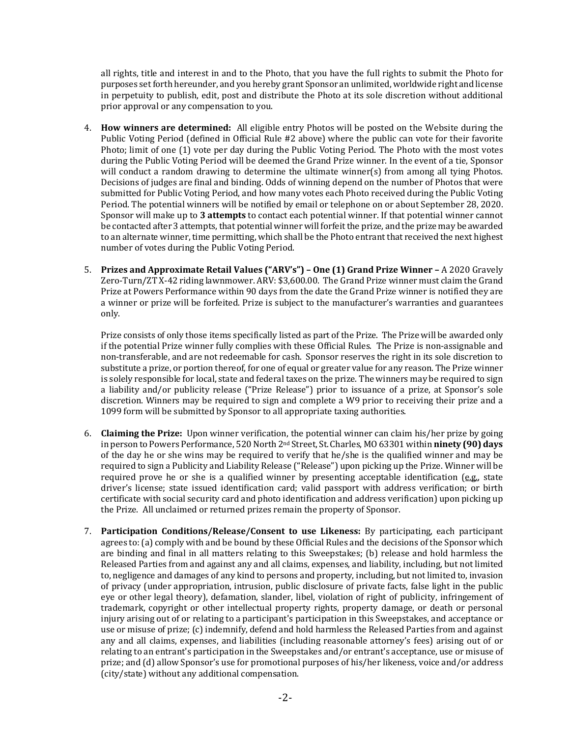all rights, title and interest in and to the Photo, that you have the full rights to submit the Photo for purposes set forth hereunder, and you hereby grant Sponsor an unlimited, worldwide right and license in perpetuity to publish, edit, post and distribute the Photo at its sole discretion without additional prior approval or any compensation to you.

4. **How winners are determined:** All eligible entry Photos will be posted on the Website during the Public Voting Period (defined in Official Rule #2 above) where the public can vote for their favorite Photo; limit of one (1) vote per day during the Public Voting Period. The Photo with the most votes during the Public Voting Period will be deemed the Grand Prize winner. In the event of a tie, Sponsor will conduct a random drawing to determine the ultimate winner(s) from among all tying Photos. Decisions of judges are final and binding. Odds of winning depend on the number of Photos that were submitted for Public Voting Period, and how many votes each Photo received during the Public Voting Period. The potential winners will be notified by email or telephone on or about September 28, 2020. Sponsor will make up to **3 attempts** to contact each potential winner. If that potential winner cannot be contacted after 3 attempts, that potential winner will forfeit the prize, and the prize may be awarded to an alternate winner, time permitting, which shall be the Photo entrant that received the next highest number of votes during the Public Voting Period.

5. **Prizes and Approximate Retail Values ("ARV's") – One (1) Grand Prize Winner –** A 2020 Gravely Zero-Turn/ZT X-42 riding lawnmower. ARV: $3,600.00. The Grand Prize winner must claim the Grand Prize at Powers Performance within 90 days from the date the Grand Prize winner is notified they are a winner or prize will be forfeited. Prize is subject to the manufacturer's warranties and guarantees only.

   Prize consists of only those items specifically listed as part of the Prize. The Prize will be awarded only if the potential Prize winner fully complies with these Official Rules. The Prize is non-assignable and non-transferable, and are not redeemable for cash. Sponsor reserves the right in its sole discretion to substitute a prize, or portion thereof, for one of equal or greater value for any reason. The Prize winner is solely responsible for local, state and federal taxes on the prize. The winners may be required to sign a liability and/or publicity release ("Prize Release") prior to issuance of a prize, at Sponsor's sole discretion. Winners may be required to sign and complete a W9 prior to receiving their prize and a 1099 form will be submitted by Sponsor to all appropriate taxing authorities.

6. **Claiming the Prize:** Upon winner verification, the potential winner can claim his/her prize by going in person to Powers Performance, 520 North 2nd Street, St. Charles, MO 63301 within **ninety (90) days** of the day he or she wins may be required to verify that he/she is the qualified winner and may be required to sign a Publicity and Liability Release ("Release") upon picking up the Prize. Winner will be required prove he or she is a qualified winner by presenting acceptable identification (e.g., state driver's license; state issued identification card; valid passport with address verification; or birth certificate with social security card and photo identification and address verification) upon picking up the Prize. All unclaimed or returned prizes remain the property of Sponsor.

7. **Participation Conditions/Release/Consent to use Likeness:** By participating, each participant agrees to: (a) comply with and be bound by these Official Rules and the decisions of the Sponsor which are binding and final in all matters relating to this Sweepstakes; (b) release and hold harmless the Released Parties from and against any and all claims, expenses, and liability, including, but not limited to, negligence and damages of any kind to persons and property, including, but not limited to, invasion of privacy (under appropriation, intrusion, public disclosure of private facts, false light in the public eye or other legal theory), defamation, slander, libel, violation of right of publicity, infringement of trademark, copyright or other intellectual property rights, property damage, or death or personal injury arising out of or relating to a participant's participation in this Sweepstakes, and acceptance or use or misuse of prize; (c) indemnify, defend and hold harmless the Released Parties from and against any and all claims, expenses, and liabilities (including reasonable attorney's fees) arising out of or relating to an entrant's participation in the Sweepstakes and/or entrant's acceptance, use or misuse of prize; and (d) allow Sponsor's use for promotional purposes of his/her likeness, voice and/or address (city/state) without any additional compensation.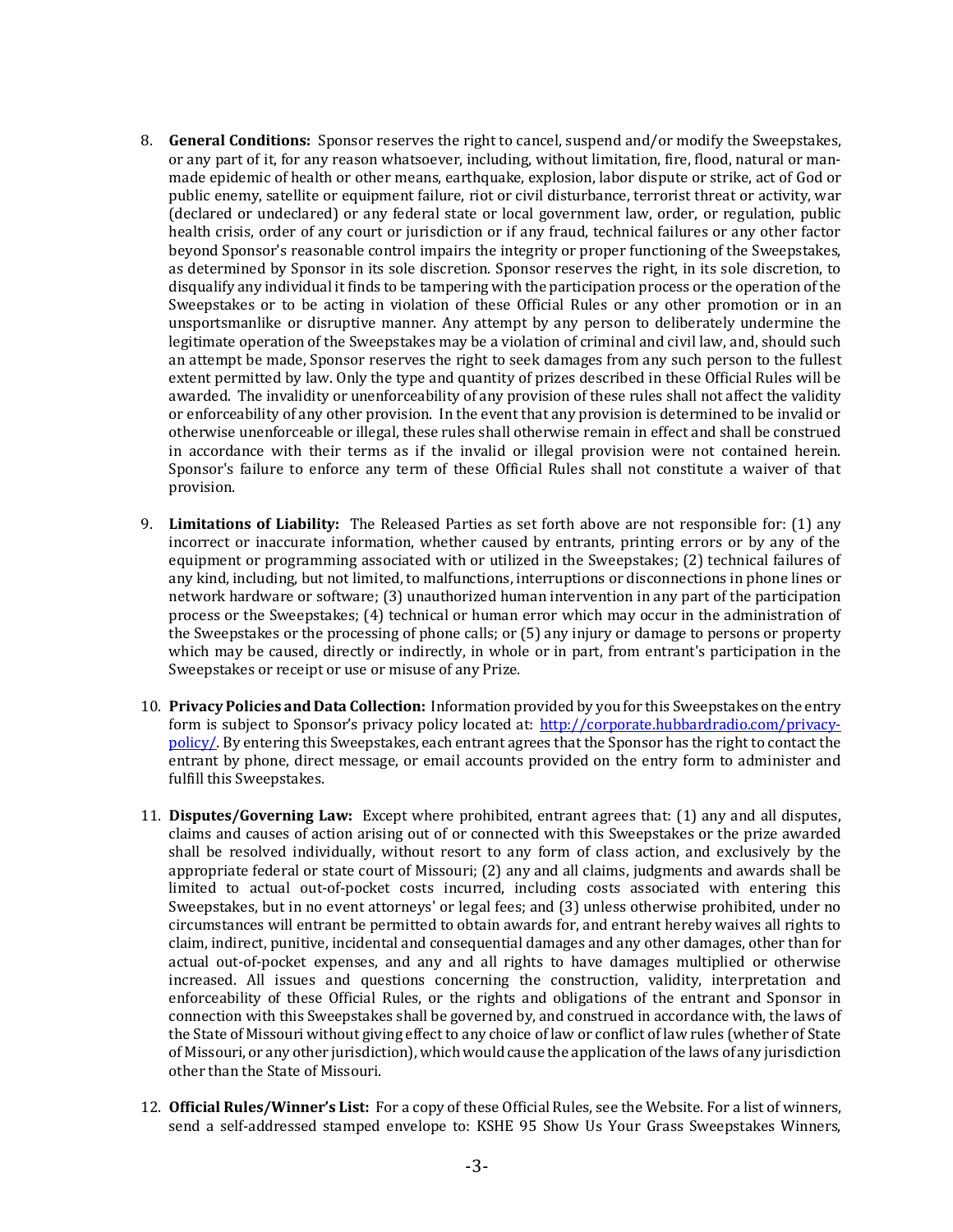8. **General Conditions:** Sponsor reserves the right to cancel, suspend and/or modify the Sweepstakes, or any part of it, for any reason whatsoever, including, without limitation, fire, flood, natural or man-made epidemic of health or other means, earthquake, explosion, labor dispute or strike, act of God or public enemy, satellite or equipment failure, riot or civil disturbance, terrorist threat or activity, war (declared or undeclared) or any federal state or local government law, order, or regulation, public health crisis, order of any court or jurisdiction or if any fraud, technical failures or any other factor beyond Sponsor's reasonable control impairs the integrity or proper functioning of the Sweepstakes, as determined by Sponsor in its sole discretion. Sponsor reserves the right, in its sole discretion, to disqualify any individual it finds to be tampering with the participation process or the operation of the Sweepstakes or to be acting in violation of these Official Rules or any other promotion or in an unsportsmanlike or disruptive manner. Any attempt by any person to deliberately undermine the legitimate operation of the Sweepstakes may be a violation of criminal and civil law, and, should such an attempt be made, Sponsor reserves the right to seek damages from any such person to the fullest extent permitted by law. Only the type and quantity of prizes described in these Official Rules will be awarded. The invalidity or unenforceability of any provision of these rules shall not affect the validity or enforceability of any other provision. In the event that any provision is determined to be invalid or otherwise unenforceable or illegal, these rules shall otherwise remain in effect and shall be construed in accordance with their terms as if the invalid or illegal provision were not contained herein. Sponsor's failure to enforce any term of these Official Rules shall not constitute a waiver of that provision.

9. **Limitations of Liability:** The Released Parties as set forth above are not responsible for: (1) any incorrect or inaccurate information, whether caused by entrants, printing errors or by any of the equipment or programming associated with or utilized in the Sweepstakes; (2) technical failures of any kind, including, but not limited, to malfunctions, interruptions or disconnections in phone lines or network hardware or software; (3) unauthorized human intervention in any part of the participation process or the Sweepstakes; (4) technical or human error which may occur in the administration of the Sweepstakes or the processing of phone calls; or (5) any injury or damage to persons or property which may be caused, directly or indirectly, in whole or in part, from entrant's participation in the Sweepstakes or receipt or use or misuse of any Prize.

10. **Privacy Policies and Data Collection:** Information provided by you for this Sweepstakes on the entry form is subject to Sponsor's privacy policy located at: [http://corporate.hubbardradio.com/privacy-policy/](http://corporate.hubbardradio.com/privacy-policy/). By entering this Sweepstakes, each entrant agrees that the Sponsor has the right to contact the entrant by phone, direct message, or email accounts provided on the entry form to administer and fulfill this Sweepstakes.

11. **Disputes/Governing Law:** Except where prohibited, entrant agrees that: (1) any and all disputes, claims and causes of action arising out of or connected with this Sweepstakes or the prize awarded shall be resolved individually, without resort to any form of class action, and exclusively by the appropriate federal or state court of Missouri; (2) any and all claims, judgments and awards shall be limited to actual out-of-pocket costs incurred, including costs associated with entering this Sweepstakes, but in no event attorneys' or legal fees; and (3) unless otherwise prohibited, under no circumstances will entrant be permitted to obtain awards for, and entrant hereby waives all rights to claim, indirect, punitive, incidental and consequential damages and any other damages, other than for actual out-of-pocket expenses, and any and all rights to have damages multiplied or otherwise increased. All issues and questions concerning the construction, validity, interpretation and enforceability of these Official Rules, or the rights and obligations of the entrant and Sponsor in connection with this Sweepstakes shall be governed by, and construed in accordance with, the laws of the State of Missouri without giving effect to any choice of law or conflict of law rules (whether of State of Missouri, or any other jurisdiction), which would cause the application of the laws of any jurisdiction other than the State of Missouri.

12. **Official Rules/Winner's List:** For a copy of these Official Rules, see the Website. For a list of winners, send a self-addressed stamped envelope to: KSHE 95 Show Us Your Grass Sweepstakes Winners,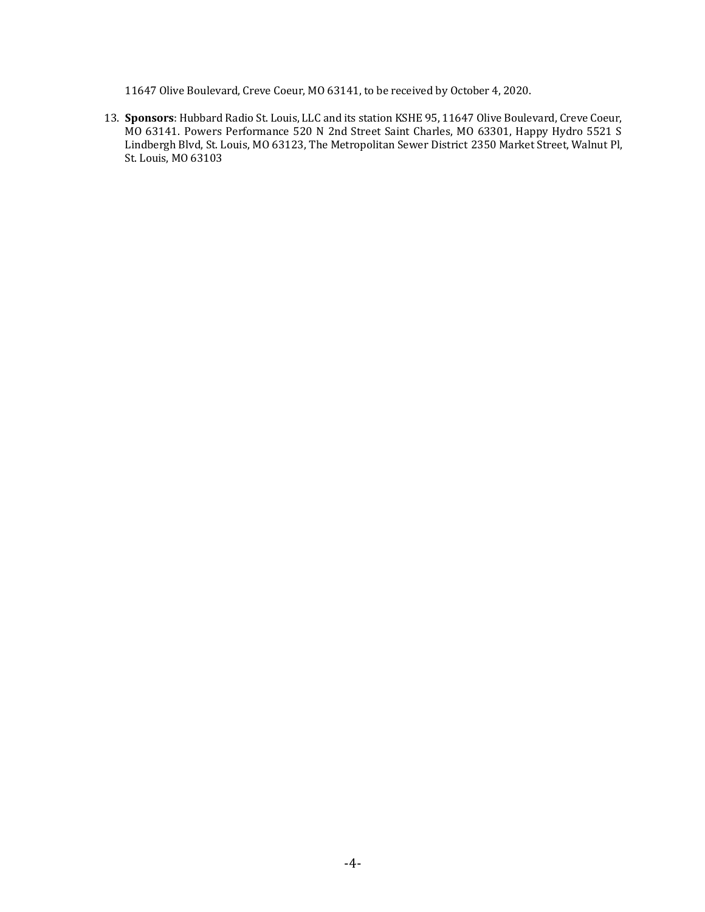11647 Olive Boulevard, Creve Coeur, MO 63141, to be received by October 4, 2020.

13. **Sponsors**: Hubbard Radio St. Louis, LLC and its station KSHE 95, 11647 Olive Boulevard, Creve Coeur, MO 63141. Powers Performance 520 N 2nd Street Saint Charles, MO 63301, Happy Hydro 5521 S Lindbergh Blvd, St. Louis, MO 63123, The Metropolitan Sewer District 2350 Market Street, Walnut Pl, St. Louis, MO 63103